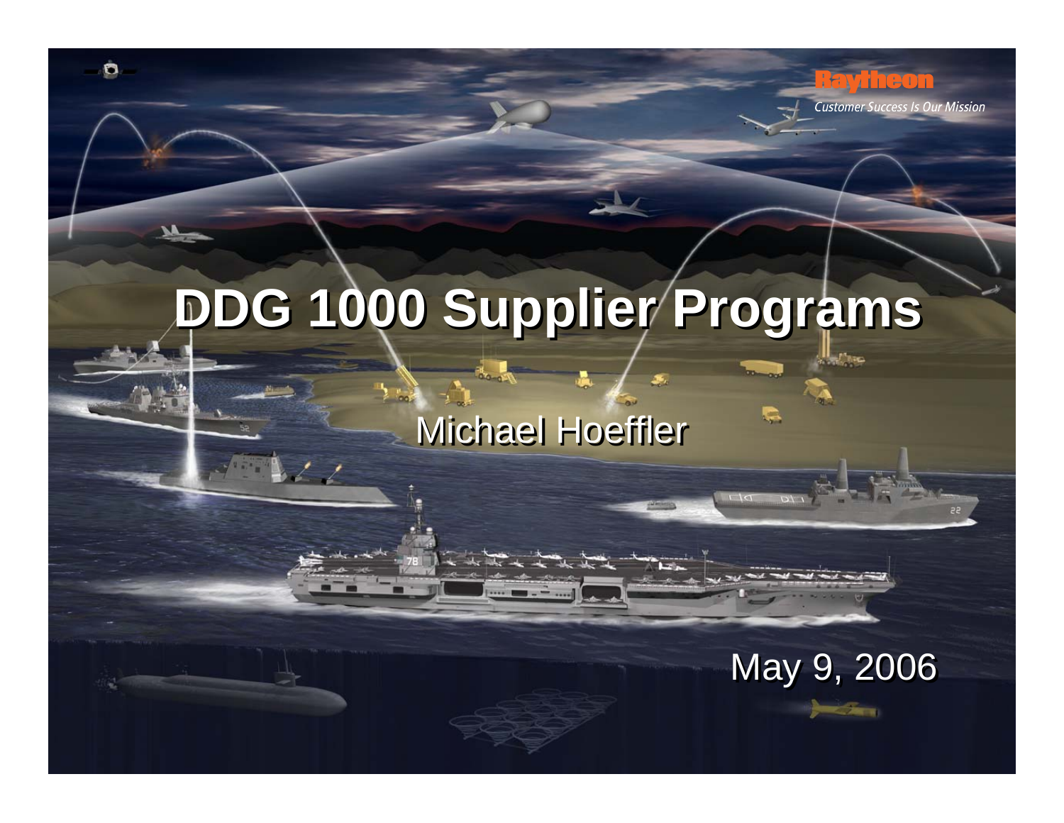# DDG 1000 Supplier Programs

Michael Hoeffler

May 9, 2006

Raytheon

*Customer Success Is Our Mission*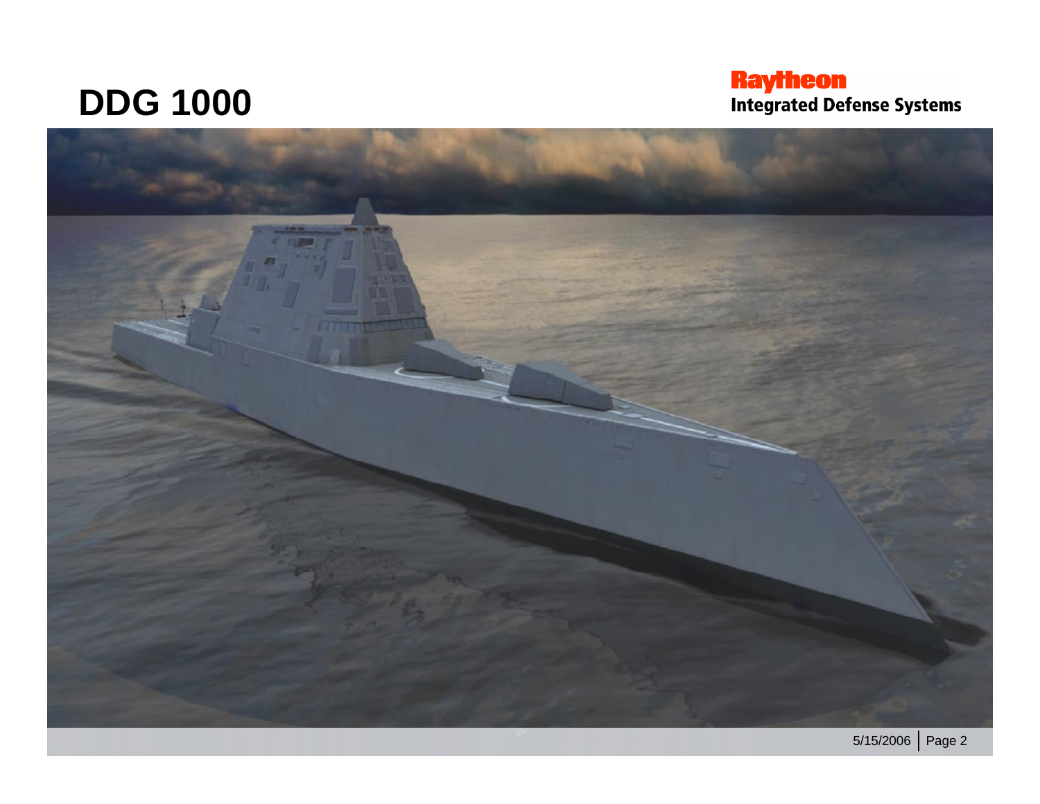# DDG 1000

Raytheon
Integrated Defense Systems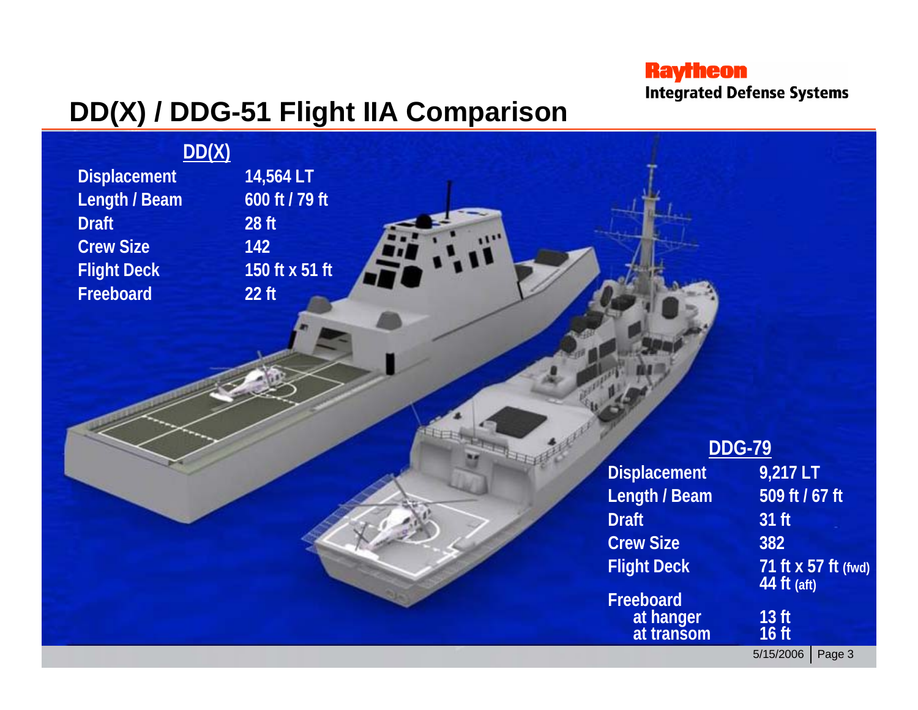# DD(X) / DDG-51 Flight IIA Comparison

Raytheon
Integrated Defense Systems

**DD(X)**

| | |
|---|---|
| Displacement | 14,564 LT |
| Length / Beam | 600 ft / 79 ft |
| Draft | 28 ft |
| Crew Size | 142 |
| Flight Deck | 150 ft x 51 ft |
| Freeboard | 22 ft |

**DDG-79**

| | |
|---|---|
| Displacement | 9,217 LT |
| Length / Beam | 509 ft / 67 ft |
| Draft | 31 ft |
| Crew Size | 382 |
| Flight Deck | 71 ft x 57 ft (fwd) 44 ft (aft) |
| Freeboard | |
| at hanger | 13 ft |
| at transom | 16 ft |

5/15/2006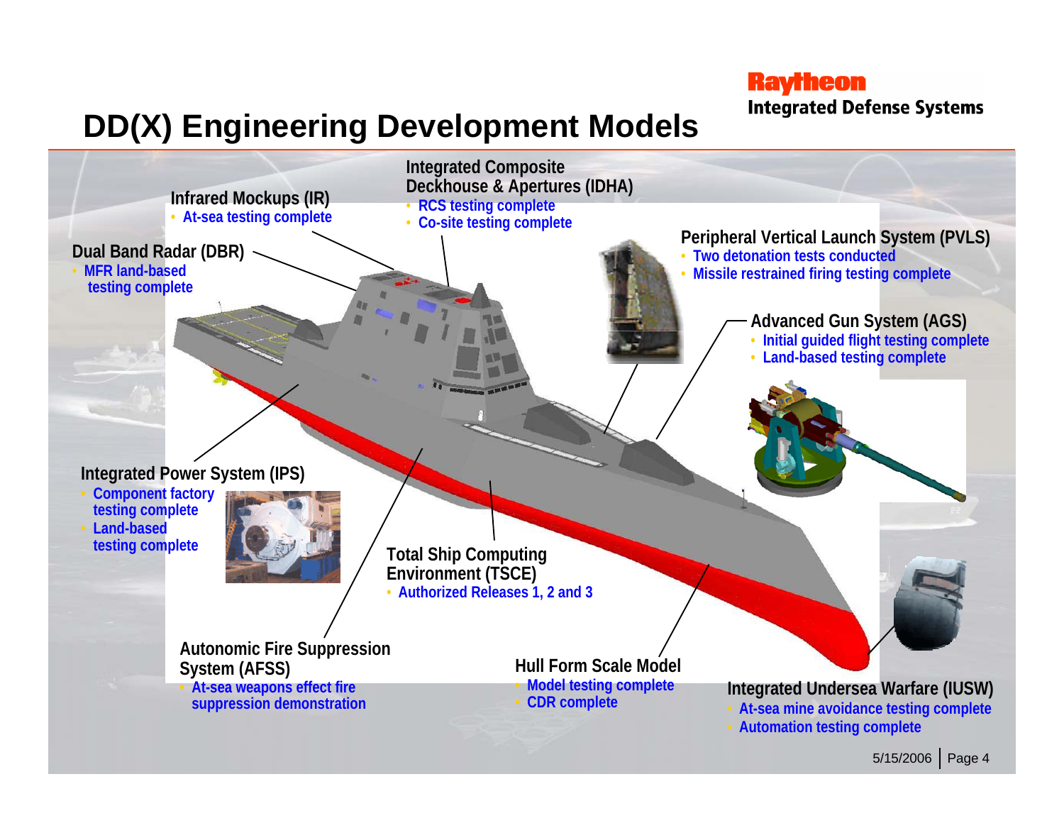# DD(X) Engineering Development Models

Raytheon
Integrated Defense Systems

**Infrared Mockups (IR)**
- At-sea testing complete

**Integrated Composite Deckhouse & Apertures (IDHA)**
- RCS testing complete
- Co-site testing complete

**Dual Band Radar (DBR)**
- MFR land-based testing complete

**Peripheral Vertical Launch System (PVLS)**
- Two detonation tests conducted
- Missile restrained firing testing complete

**Advanced Gun System (AGS)**
- Initial guided flight testing complete
- Land-based testing complete

**Integrated Power System (IPS)**
- Component factory testing complete
- Land-based testing complete

**Total Ship Computing Environment (TSCE)**
- Authorized Releases 1, 2 and 3

**Autonomic Fire Suppression System (AFSS)**
- At-sea weapons effect fire suppression demonstration

**Hull Form Scale Model**
- Model testing complete
- CDR complete

**Integrated Undersea Warfare (IUSW)**
- At-sea mine avoidance testing complete
- Automation testing complete

5/15/2006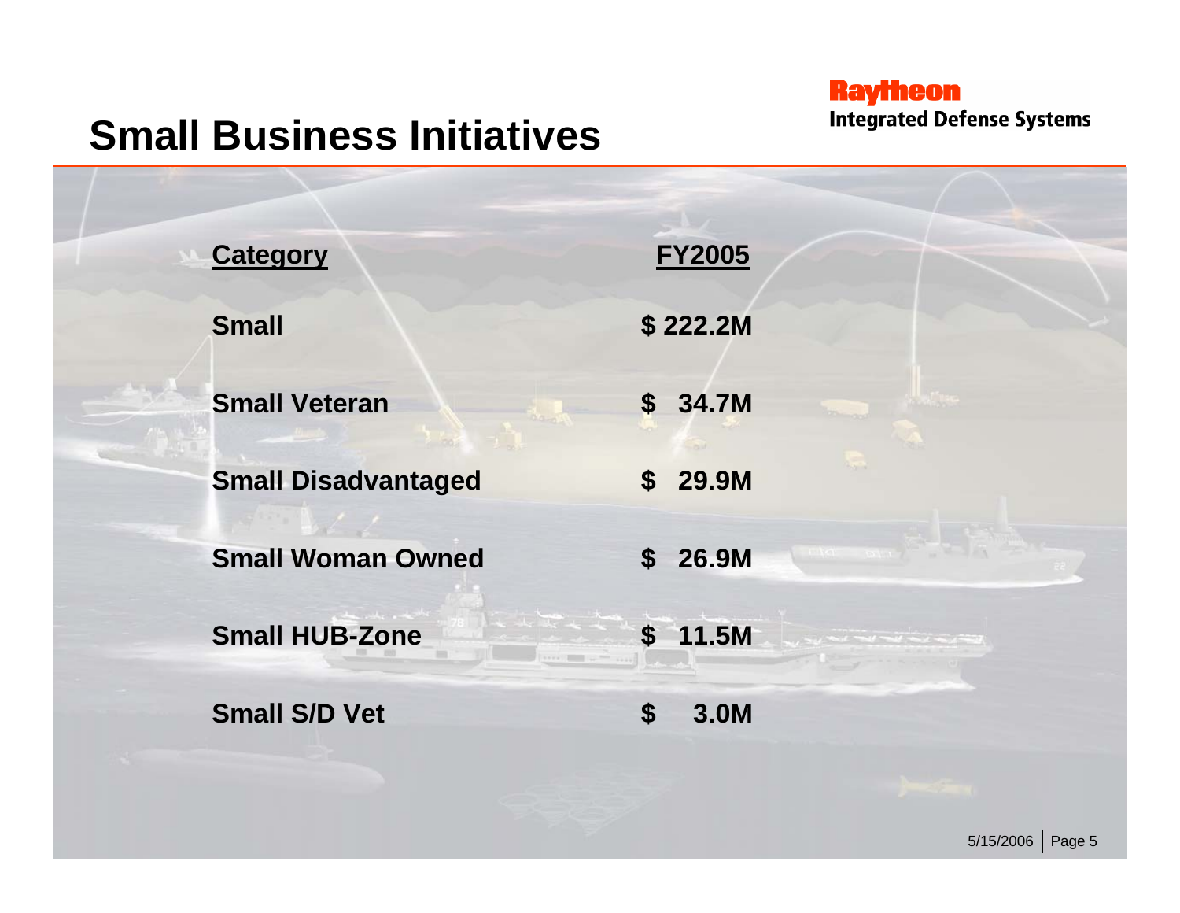# Small Business Initiatives

Raytheon
Integrated Defense Systems

| Category | FY2005 |
| --- | --- |
| Small | $ 222.2M |
| Small Veteran | $ 34.7M |
| Small Disadvantaged | $ 29.9M |
| Small Woman Owned | $ 26.9M |
| Small HUB-Zone | $ 11.5M |
| Small S/D Vet | $ 3.0M |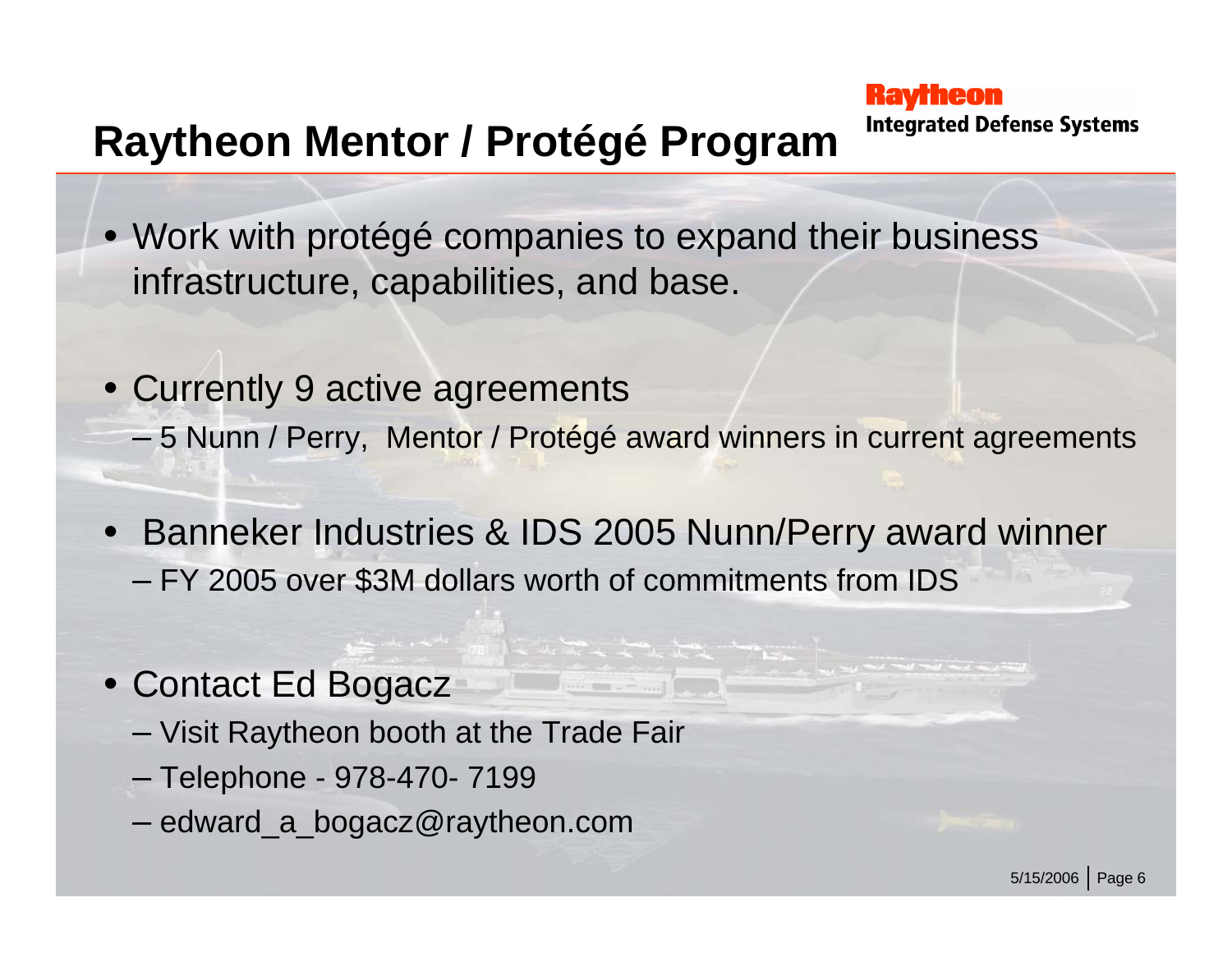# Raytheon Mentor / Protégé Program

Raytheon
Integrated Defense Systems

- Work with protégé companies to expand their business infrastructure, capabilities, and base.
- Currently 9 active agreements
  - 5 Nunn / Perry, Mentor / Protégé award winners in current agreements
- Banneker Industries & IDS 2005 Nunn/Perry award winner
  - FY 2005 over $3M dollars worth of commitments from IDS
- Contact Ed Bogacz
  - Visit Raytheon booth at the Trade Fair
  - Telephone - 978-470- 7199
  - edward_a_bogacz@raytheon.com

5/15/2006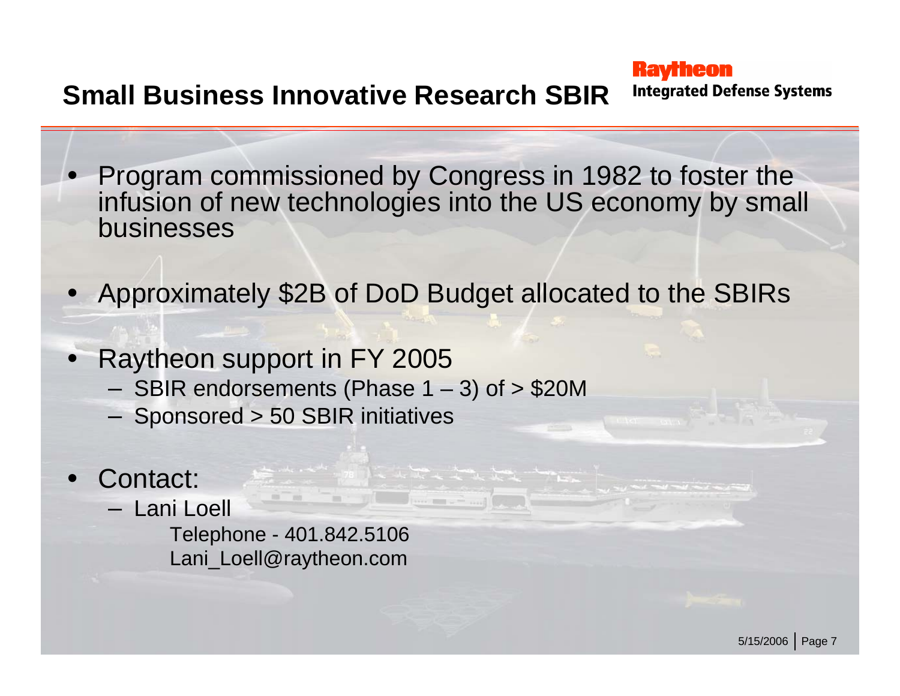# Small Business Innovative Research SBIR

Raytheon Integrated Defense Systems

- Program commissioned by Congress in 1982 to foster the infusion of new technologies into the US economy by small businesses
- Approximately $2B of DoD Budget allocated to the SBIRs
- Raytheon support in FY 2005
  - SBIR endorsements (Phase 1 – 3) of > $20M
  - Sponsored > 50 SBIR initiatives
- Contact:
  - Lani Loell
    
    Telephone - 401.842.5106
    
    Lani_Loell@raytheon.com